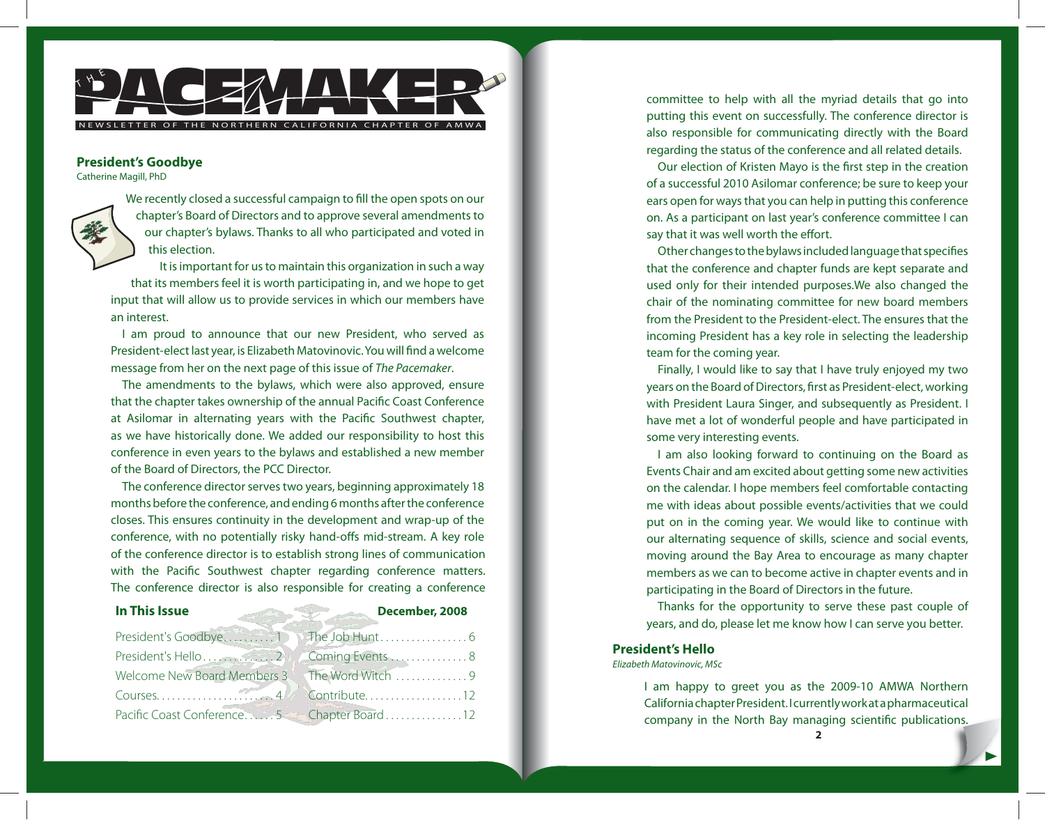# THE PACEMAKER

NEWSLETTER OF THE NORTHERN CALIFORNIA CHAPTER OF AMWA

## President's Goodbye

Catherine Magill, PhD

We recently closed a successful campaign to fill the open spots on our chapter's Board of Directors and to approve several amendments to our chapter's bylaws. Thanks to all who participated and voted in this election.

It is important for us to maintain this organization in such a way that its members feel it is worth participating in, and we hope to get input that will allow us to provide services in which our members have an interest.

I am proud to announce that our new President, who served as President-elect last year, is Elizabeth Matovinovic. You will find a welcome message from her on the next page of this issue of *The Pacemaker*.

The amendments to the bylaws, which were also approved, ensure that the chapter takes ownership of the annual Pacific Coast Conference at Asilomar in alternating years with the Pacific Southwest chapter, as we have historically done. We added our responsibility to host this conference in even years to the bylaws and established a new member of the Board of Directors, the PCC Director.

The conference director serves two years, beginning approximately 18 months before the conference, and ending 6 months after the conference closes. This ensures continuity in the development and wrap-up of the conference, with no potentially risky hand-offs mid-stream. A key role of the conference director is to establish strong lines of communication with the Pacific Southwest chapter regarding conference matters. The conference director is also responsible for creating a conference committee to help with all the myriad details that go into putting this event on successfully. The conference director is also responsible for communicating directly with the Board regarding the status of the conference and all related details.

Our election of Kristen Mayo is the first step in the creation of a successful 2010 Asilomar conference; be sure to keep your ears open for ways that you can help in putting this conference on. As a participant on last year's conference committee I can say that it was well worth the effort.

Other changes to the bylaws included language that specifies that the conference and chapter funds are kept separate and used only for their intended purposes.We also changed the chair of the nominating committee for new board members from the President to the President-elect. The ensures that the incoming President has a key role in selecting the leadership team for the coming year.

Finally, I would like to say that I have truly enjoyed my two years on the Board of Directors, first as President-elect, working with President Laura Singer, and subsequently as President. I have met a lot of wonderful people and have participated in some very interesting events.

I am also looking forward to continuing on the Board as Events Chair and am excited about getting some new activities on the calendar. I hope members feel comfortable contacting me with ideas about possible events/activities that we could put on in the coming year. We would like to continue with our alternating sequence of skills, science and social events, moving around the Bay Area to encourage as many chapter members as we can to become active in chapter events and in participating in the Board of Directors in the future.

Thanks for the opportunity to serve these past couple of years, and do, please let me know how I can serve you better.

### In This Issue

December, 2008

| | | | |
|---|---|---|---|
| President's Goodbye | 1 | The Job Hunt | 6 |
| President's Hello | 2 | Coming Events | 8 |
| Welcome New Board Members | 3 | The Word Witch | 9 |
| Courses | 4 | Contribute | 12 |
| Pacific Coast Conference | 5 | Chapter Board | 12 |

## President's Hello

*Elizabeth Matovinovic, MSc*

I am happy to greet you as the 2009-10 AMWA Northern California chapter President. I currently work at a pharmaceutical company in the North Bay managing scientific publications.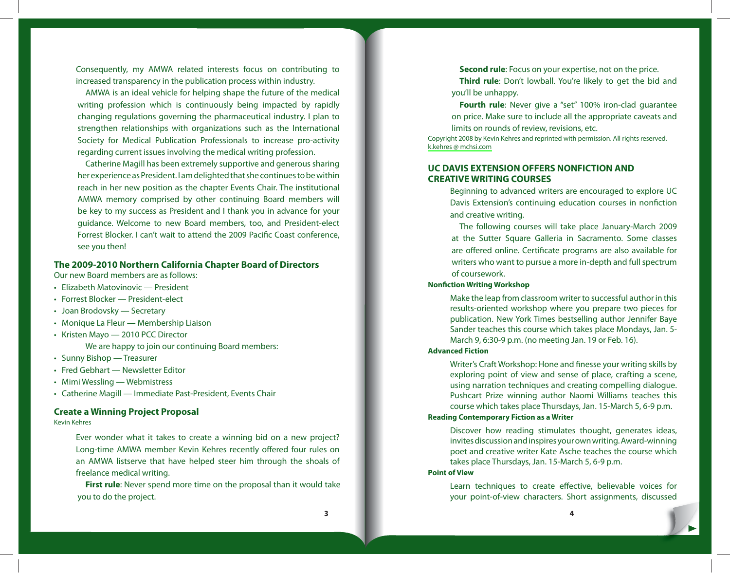Consequently, my AMWA related interests focus on contributing to increased transparency in the publication process within industry.

AMWA is an ideal vehicle for helping shape the future of the medical writing profession which is continuously being impacted by rapidly changing regulations governing the pharmaceutical industry. I plan to strengthen relationships with organizations such as the International Society for Medical Publication Professionals to increase pro-activity regarding current issues involving the medical writing profession.

Catherine Magill has been extremely supportive and generous sharing her experience as President. I am delighted that she continues to be within reach in her new position as the chapter Events Chair. The institutional AMWA memory comprised by other continuing Board members will be key to my success as President and I thank you in advance for your guidance. Welcome to new Board members, too, and President-elect Forrest Blocker. I can't wait to attend the 2009 Pacific Coast conference, see you then!

## The 2009-2010 Northern California Chapter Board of Directors

Our new Board members are as follows:

- Elizabeth Matovinovic — President
- Forrest Blocker — President-elect
- Joan Brodovsky — Secretary
- Monique La Fleur — Membership Liaison
- Kristen Mayo — 2010 PCC Director

We are happy to join our continuing Board members:

- Sunny Bishop — Treasurer
- Fred Gebhart — Newsletter Editor
- Mimi Wessling — Webmistress
- Catherine Magill — Immediate Past-President, Events Chair

## Create a Winning Project Proposal

Kevin Kehres

Ever wonder what it takes to create a winning bid on a new project? Long-time AMWA member Kevin Kehres recently offered four rules on an AMWA listserve that have helped steer him through the shoals of freelance medical writing.

**First rule**: Never spend more time on the proposal than it would take you to do the project.

**Second rule**: Focus on your expertise, not on the price.

**Third rule**: Don't lowball. You're likely to get the bid and you'll be unhappy.

**Fourth rule**: Never give a "set" 100% iron-clad guarantee on price. Make sure to include all the appropriate caveats and limits on rounds of review, revisions, etc.

Copyright 2008 by Kevin Kehres and reprinted with permission. All rights reserved.
k.kehres @ mchsi.com

## UC DAVIS EXTENSION OFFERS NONFICTION AND CREATIVE WRITING COURSES

Beginning to advanced writers are encouraged to explore UC Davis Extension's continuing education courses in nonfiction and creative writing.

The following courses will take place January-March 2009 at the Sutter Square Galleria in Sacramento. Some classes are offered online. Certificate programs are also available for writers who want to pursue a more in-depth and full spectrum of coursework.

### Nonfiction Writing Workshop

Make the leap from classroom writer to successful author in this results-oriented workshop where you prepare two pieces for publication. New York Times bestselling author Jennifer Baye Sander teaches this course which takes place Mondays, Jan. 5-March 9, 6:30-9 p.m. (no meeting Jan. 19 or Feb. 16).

### Advanced Fiction

Writer's Craft Workshop: Hone and finesse your writing skills by exploring point of view and sense of place, crafting a scene, using narration techniques and creating compelling dialogue. Pushcart Prize winning author Naomi Williams teaches this course which takes place Thursdays, Jan. 15-March 5, 6-9 p.m.

### Reading Contemporary Fiction as a Writer

Discover how reading stimulates thought, generates ideas, invites discussion and inspires your own writing. Award-winning poet and creative writer Kate Asche teaches the course which takes place Thursdays, Jan. 15-March 5, 6-9 p.m.

### Point of View

Learn techniques to create effective, believable voices for your point-of-view characters. Short assignments, discussed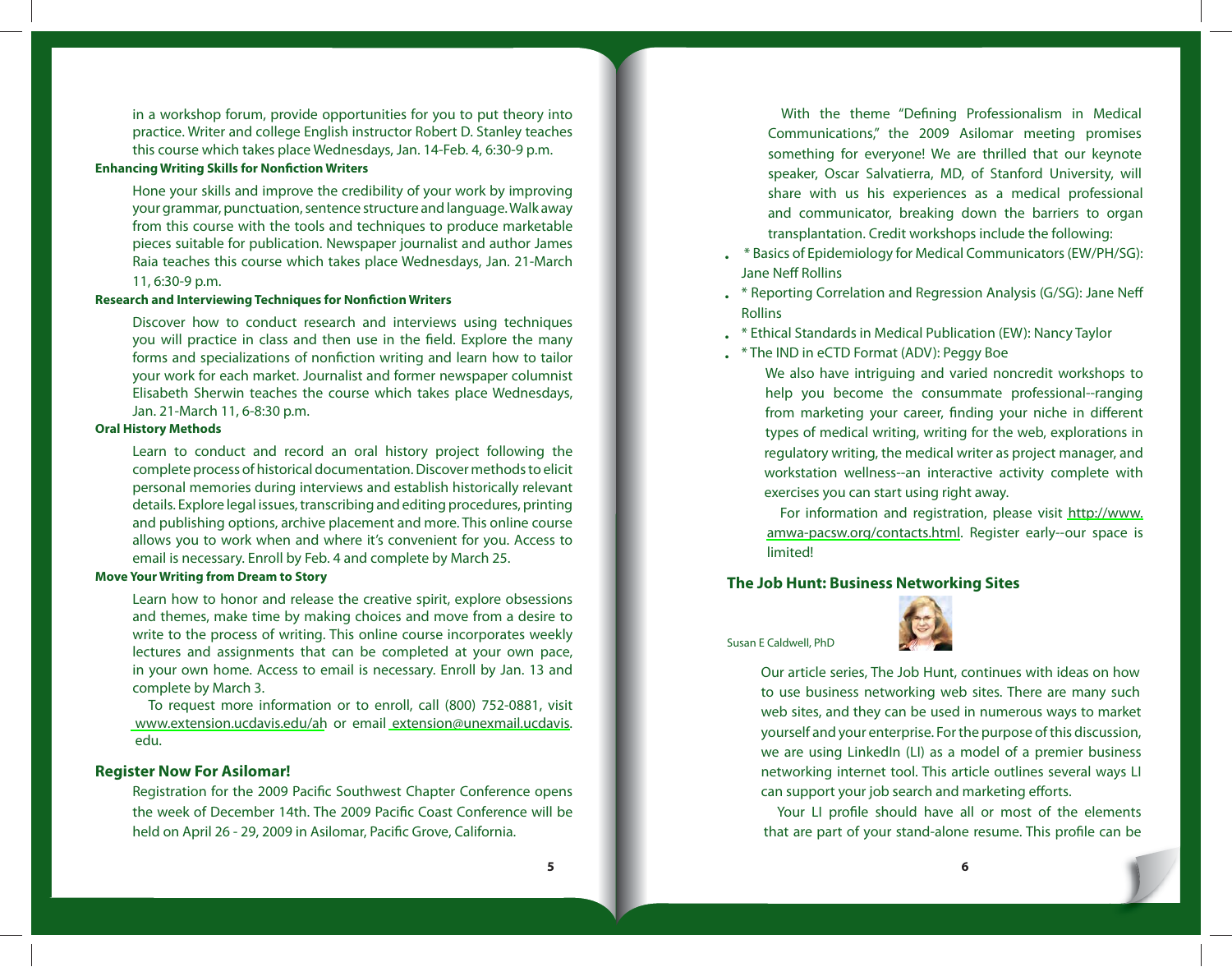in a workshop forum, provide opportunities for you to put theory into practice. Writer and college English instructor Robert D. Stanley teaches this course which takes place Wednesdays, Jan. 14-Feb. 4, 6:30-9 p.m.

**Enhancing Writing Skills for Nonfiction Writers**

Hone your skills and improve the credibility of your work by improving your grammar, punctuation, sentence structure and language. Walk away from this course with the tools and techniques to produce marketable pieces suitable for publication. Newspaper journalist and author James Raia teaches this course which takes place Wednesdays, Jan. 21-March 11, 6:30-9 p.m.

**Research and Interviewing Techniques for Nonfiction Writers**

Discover how to conduct research and interviews using techniques you will practice in class and then use in the field. Explore the many forms and specializations of nonfiction writing and learn how to tailor your work for each market. Journalist and former newspaper columnist Elisabeth Sherwin teaches the course which takes place Wednesdays, Jan. 21-March 11, 6-8:30 p.m.

**Oral History Methods**

Learn to conduct and record an oral history project following the complete process of historical documentation. Discover methods to elicit personal memories during interviews and establish historically relevant details. Explore legal issues, transcribing and editing procedures, printing and publishing options, archive placement and more. This online course allows you to work when and where it's convenient for you. Access to email is necessary. Enroll by Feb. 4 and complete by March 25.

**Move Your Writing from Dream to Story**

Learn how to honor and release the creative spirit, explore obsessions and themes, make time by making choices and move from a desire to write to the process of writing. This online course incorporates weekly lectures and assignments that can be completed at your own pace, in your own home. Access to email is necessary. Enroll by Jan. 13 and complete by March 3.

To request more information or to enroll, call (800) 752-0881, visit www.extension.ucdavis.edu/ah or email extension@unexmail.ucdavis.edu.

## Register Now For Asilomar!

Registration for the 2009 Pacific Southwest Chapter Conference opens the week of December 14th. The 2009 Pacific Coast Conference will be held on April 26 - 29, 2009 in Asilomar, Pacific Grove, California.

With the theme "Defining Professionalism in Medical Communications," the 2009 Asilomar meeting promises something for everyone! We are thrilled that our keynote speaker, Oscar Salvatierra, MD, of Stanford University, will share with us his experiences as a medical professional and communicator, breaking down the barriers to organ transplantation. Credit workshops include the following:

- * Basics of Epidemiology for Medical Communicators (EW/PH/SG): Jane Neff Rollins
- * Reporting Correlation and Regression Analysis (G/SG): Jane Neff Rollins
- * Ethical Standards in Medical Publication (EW): Nancy Taylor
- * The IND in eCTD Format (ADV): Peggy Boe

We also have intriguing and varied noncredit workshops to help you become the consummate professional--ranging from marketing your career, finding your niche in different types of medical writing, writing for the web, explorations in regulatory writing, the medical writer as project manager, and workstation wellness--an interactive activity complete with exercises you can start using right away.

For information and registration, please visit http://www.amwa-pacsw.org/contacts.html. Register early--our space is limited!

## The Job Hunt: Business Networking Sites

Susan E Caldwell, PhD

Our article series, The Job Hunt, continues with ideas on how to use business networking web sites. There are many such web sites, and they can be used in numerous ways to market yourself and your enterprise. For the purpose of this discussion, we are using LinkedIn (LI) as a model of a premier business networking internet tool. This article outlines several ways LI can support your job search and marketing efforts.

Your LI profile should have all or most of the elements that are part of your stand-alone resume. This profile can be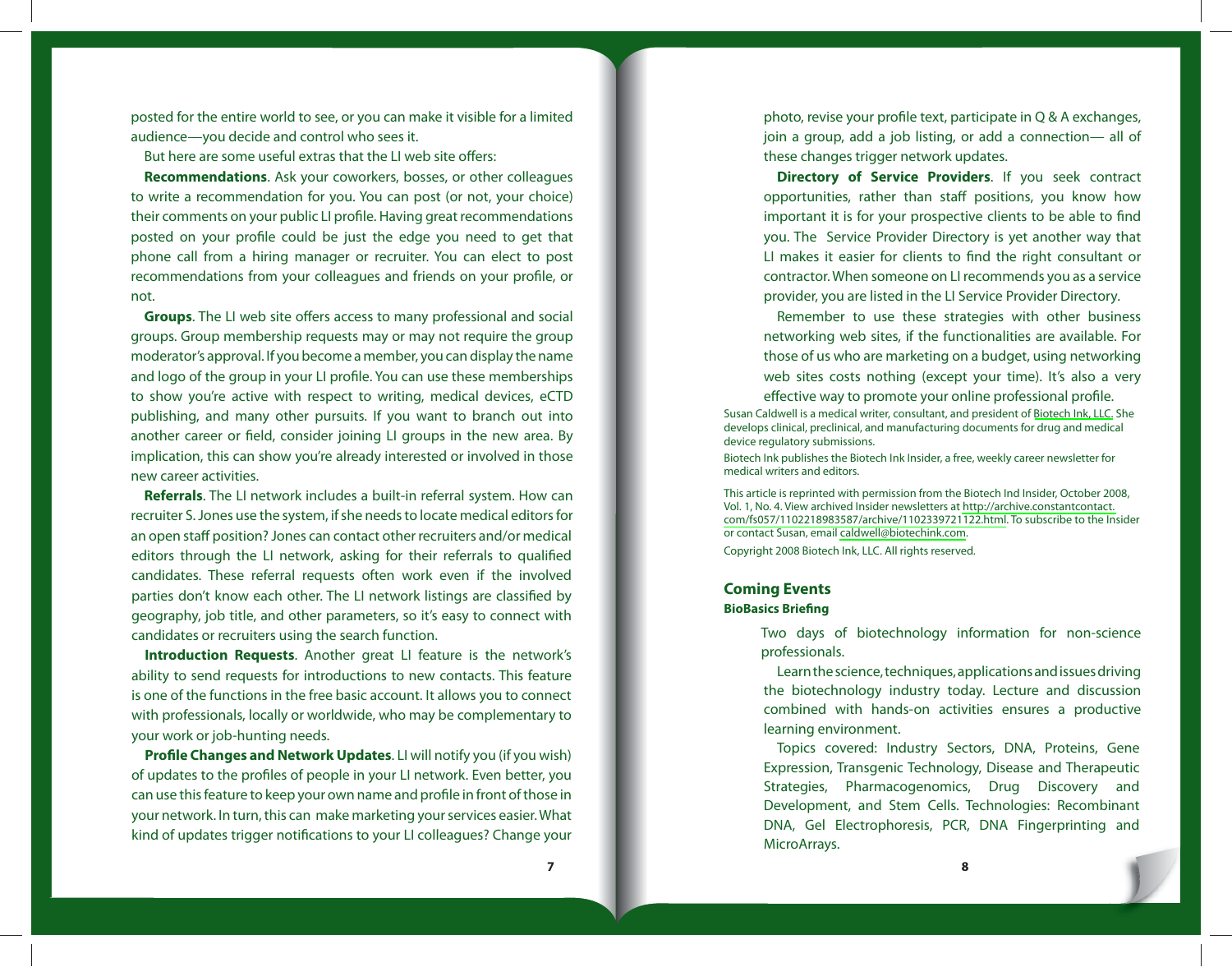posted for the entire world to see, or you can make it visible for a limited audience—you decide and control who sees it.

But here are some useful extras that the LI web site offers:

**Recommendations**. Ask your coworkers, bosses, or other colleagues to write a recommendation for you. You can post (or not, your choice) their comments on your public LI profile. Having great recommendations posted on your profile could be just the edge you need to get that phone call from a hiring manager or recruiter. You can elect to post recommendations from your colleagues and friends on your profile, or not.

**Groups**. The LI web site offers access to many professional and social groups. Group membership requests may or may not require the group moderator's approval. If you become a member, you can display the name and logo of the group in your LI profile. You can use these memberships to show you're active with respect to writing, medical devices, eCTD publishing, and many other pursuits. If you want to branch out into another career or field, consider joining LI groups in the new area. By implication, this can show you're already interested or involved in those new career activities.

**Referrals**. The LI network includes a built-in referral system. How can recruiter S. Jones use the system, if she needs to locate medical editors for an open staff position? Jones can contact other recruiters and/or medical editors through the LI network, asking for their referrals to qualified candidates. These referral requests often work even if the involved parties don't know each other. The LI network listings are classified by geography, job title, and other parameters, so it's easy to connect with candidates or recruiters using the search function.

**Introduction Requests**. Another great LI feature is the network's ability to send requests for introductions to new contacts. This feature is one of the functions in the free basic account. It allows you to connect with professionals, locally or worldwide, who may be complementary to your work or job-hunting needs.

**Profile Changes and Network Updates**. LI will notify you (if you wish) of updates to the profiles of people in your LI network. Even better, you can use this feature to keep your own name and profile in front of those in your network. In turn, this can make marketing your services easier. What kind of updates trigger notifications to your LI colleagues? Change your photo, revise your profile text, participate in Q & A exchanges, join a group, add a job listing, or add a connection— all of these changes trigger network updates.

**Directory of Service Providers**. If you seek contract opportunities, rather than staff positions, you know how important it is for your prospective clients to be able to find you. The Service Provider Directory is yet another way that LI makes it easier for clients to find the right consultant or contractor. When someone on LI recommends you as a service provider, you are listed in the LI Service Provider Directory.

Remember to use these strategies with other business networking web sites, if the functionalities are available. For those of us who are marketing on a budget, using networking web sites costs nothing (except your time). It's also a very effective way to promote your online professional profile.

Susan Caldwell is a medical writer, consultant, and president of Biotech Ink, LLC. She develops clinical, preclinical, and manufacturing documents for drug and medical device regulatory submissions.

Biotech Ink publishes the Biotech Ink Insider, a free, weekly career newsletter for medical writers and editors.

This article is reprinted with permission from the Biotech Ind Insider, October 2008, Vol. 1, No. 4. View archived Insider newsletters at http://archive.constantcontact.com/fs057/1102218983587/archive/1102339721122.html. To subscribe to the Insider or contact Susan, email caldwell@biotechink.com.

Copyright 2008 Biotech Ink, LLC. All rights reserved.

## Coming Events

### BioBasics Briefing

Two days of biotechnology information for non-science professionals.

Learn the science, techniques, applications and issues driving the biotechnology industry today. Lecture and discussion combined with hands-on activities ensures a productive learning environment.

Topics covered: Industry Sectors, DNA, Proteins, Gene Expression, Transgenic Technology, Disease and Therapeutic Strategies, Pharmacogenomics, Drug Discovery and Development, and Stem Cells. Technologies: Recombinant DNA, Gel Electrophoresis, PCR, DNA Fingerprinting and MicroArrays.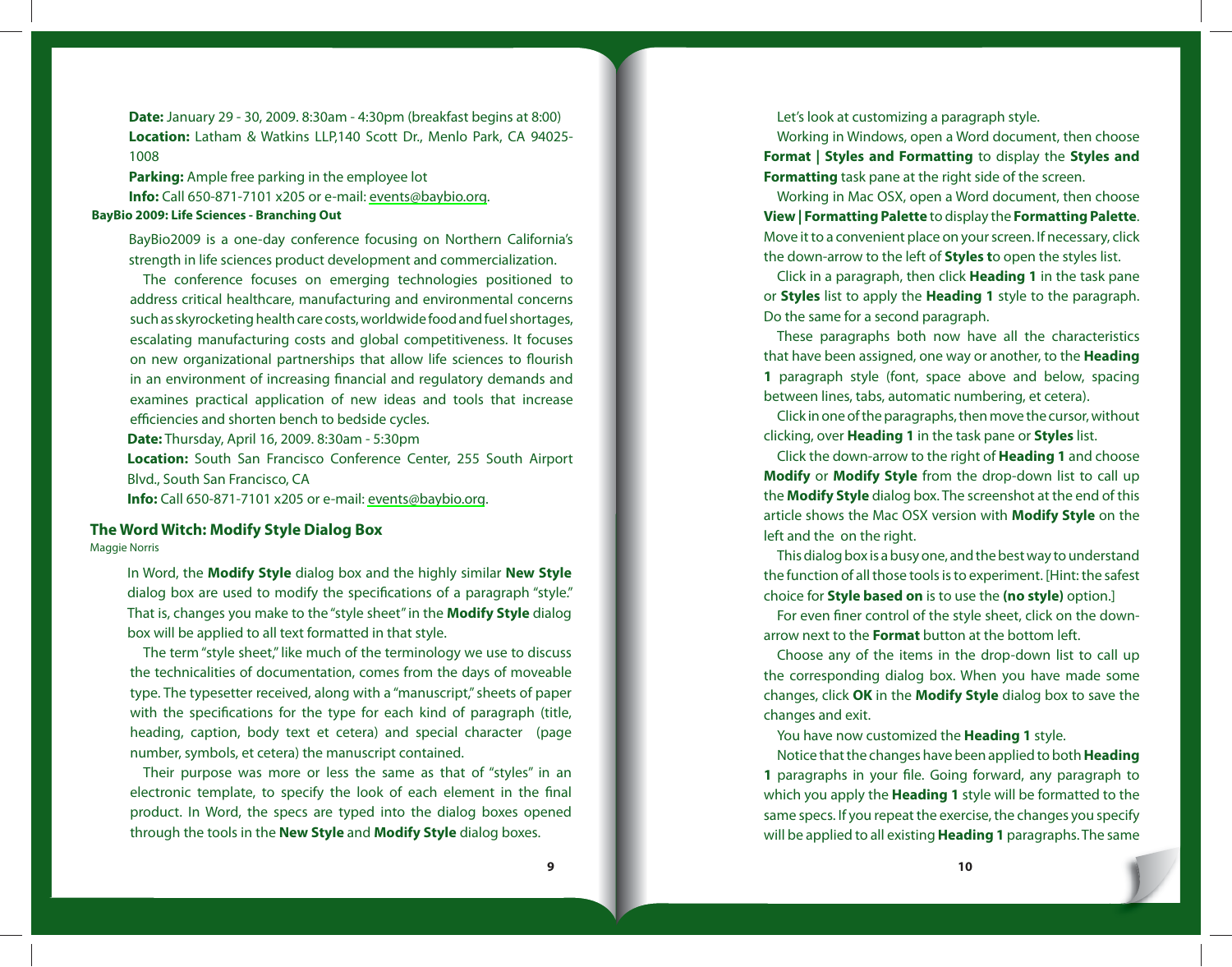**Date:** January 29 - 30, 2009. 8:30am - 4:30pm (breakfast begins at 8:00)
**Location:** Latham & Watkins LLP,140 Scott Dr., Menlo Park, CA 94025-1008
**Parking:** Ample free parking in the employee lot
**Info:** Call 650-871-7101 x205 or e-mail: events@baybio.org.

**BayBio 2009: Life Sciences - Branching Out**

BayBio2009 is a one-day conference focusing on Northern California's strength in life sciences product development and commercialization.

The conference focuses on emerging technologies positioned to address critical healthcare, manufacturing and environmental concerns such as skyrocketing health care costs, worldwide food and fuel shortages, escalating manufacturing costs and global competitiveness. It focuses on new organizational partnerships that allow life sciences to flourish in an environment of increasing financial and regulatory demands and examines practical application of new ideas and tools that increase efficiencies and shorten bench to bedside cycles.

**Date:** Thursday, April 16, 2009. 8:30am - 5:30pm
**Location:** South San Francisco Conference Center, 255 South Airport Blvd., South San Francisco, CA
**Info:** Call 650-871-7101 x205 or e-mail: events@baybio.org.

## The Word Witch: Modify Style Dialog Box

Maggie Norris

In Word, the **Modify Style** dialog box and the highly similar **New Style** dialog box are used to modify the specifications of a paragraph "style." That is, changes you make to the "style sheet" in the **Modify Style** dialog box will be applied to all text formatted in that style.

The term "style sheet," like much of the terminology we use to discuss the technicalities of documentation, comes from the days of moveable type. The typesetter received, along with a "manuscript," sheets of paper with the specifications for the type for each kind of paragraph (title, heading, caption, body text et cetera) and special character (page number, symbols, et cetera) the manuscript contained.

Their purpose was more or less the same as that of "styles" in an electronic template, to specify the look of each element in the final product. In Word, the specs are typed into the dialog boxes opened through the tools in the **New Style** and **Modify Style** dialog boxes.

Let's look at customizing a paragraph style.

Working in Windows, open a Word document, then choose **Format | Styles and Formatting** to display the **Styles and Formatting** task pane at the right side of the screen.

Working in Mac OSX, open a Word document, then choose **View | Formatting Palette** to display the **Formatting Palette**. Move it to a convenient place on your screen. If necessary, click the down-arrow to the left of **Styles t**o open the styles list.

Click in a paragraph, then click **Heading 1** in the task pane or **Styles** list to apply the **Heading 1** style to the paragraph. Do the same for a second paragraph.

These paragraphs both now have all the characteristics that have been assigned, one way or another, to the **Heading 1** paragraph style (font, space above and below, spacing between lines, tabs, automatic numbering, et cetera).

Click in one of the paragraphs, then move the cursor, without clicking, over **Heading 1** in the task pane or **Styles** list.

Click the down-arrow to the right of **Heading 1** and choose **Modify** or **Modify Style** from the drop-down list to call up the **Modify Style** dialog box. The screenshot at the end of this article shows the Mac OSX version with **Modify Style** on the left and the  on the right.

This dialog box is a busy one, and the best way to understand the function of all those tools is to experiment. [Hint: the safest choice for **Style based on** is to use the **(no style)** option.]

For even finer control of the style sheet, click on the down-arrow next to the **Format** button at the bottom left.

Choose any of the items in the drop-down list to call up the corresponding dialog box. When you have made some changes, click **OK** in the **Modify Style** dialog box to save the changes and exit.

You have now customized the **Heading 1** style.

Notice that the changes have been applied to both **Heading 1** paragraphs in your file. Going forward, any paragraph to which you apply the **Heading 1** style will be formatted to the same specs. If you repeat the exercise, the changes you specify will be applied to all existing **Heading 1** paragraphs. The same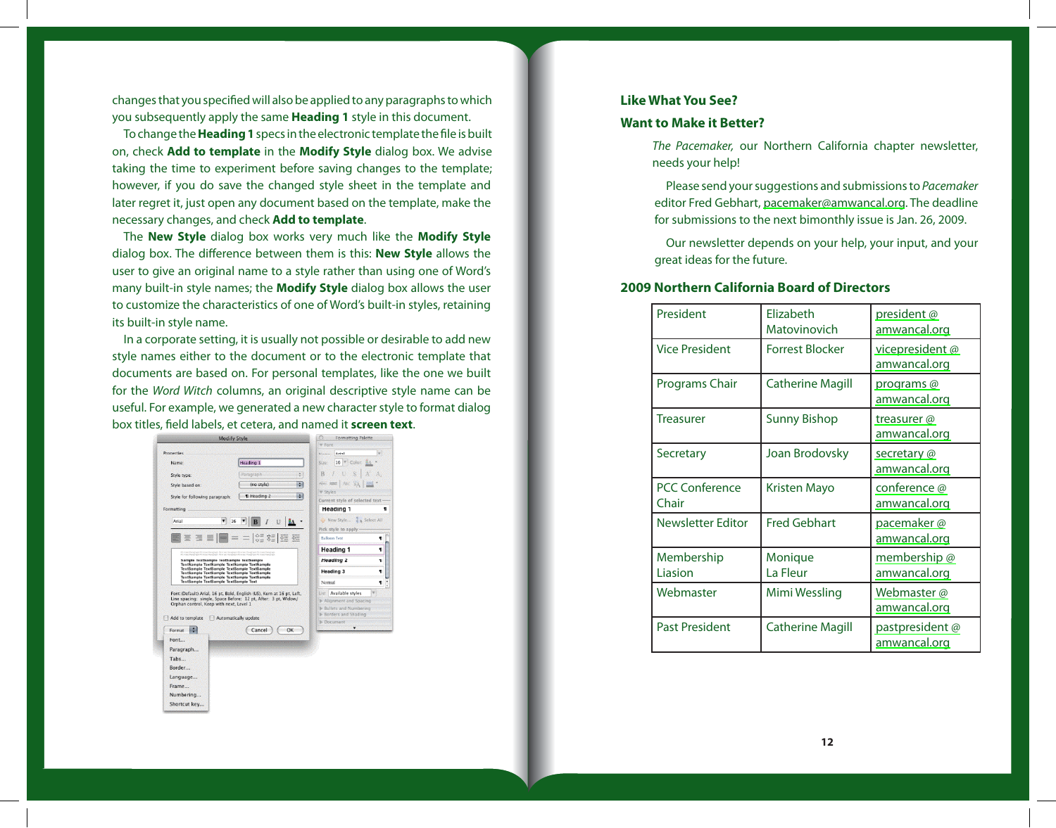changes that you specified will also be applied to any paragraphs to which you subsequently apply the same **Heading 1** style in this document.

To change the **Heading 1** specs in the electronic template the file is built on, check **Add to template** in the **Modify Style** dialog box. We advise taking the time to experiment before saving changes to the template; however, if you do save the changed style sheet in the template and later regret it, just open any document based on the template, make the necessary changes, and check **Add to template**.

The **New Style** dialog box works very much like the **Modify Style** dialog box. The difference between them is this: **New Style** allows the user to give an original name to a style rather than using one of Word's many built-in style names; the **Modify Style** dialog box allows the user to customize the characteristics of one of Word's built-in styles, retaining its built-in style name.

In a corporate setting, it is usually not possible or desirable to add new style names either to the document or to the electronic template that documents are based on. For personal templates, like the one we built for the *Word Witch* columns, an original descriptive style name can be useful. For example, we generated a new character style to format dialog box titles, field labels, et cetera, and named it **screen text**.

## Like What You See?

## Want to Make it Better?

*The Pacemaker,* our Northern California chapter newsletter, needs your help!

Please send your suggestions and submissions to *Pacemaker* editor Fred Gebhart, pacemaker@amwancal.org. The deadline for submissions to the next bimonthly issue is Jan. 26, 2009.

Our newsletter depends on your help, your input, and your great ideas for the future.

## 2009 Northern California Board of Directors

| | | |
|---|---|---|
| President | Elizabeth Matovinovich | president @ amwancal.org |
| Vice President | Forrest Blocker | vicepresident @ amwancal.org |
| Programs Chair | Catherine Magill | programs @ amwancal.org |
| Treasurer | Sunny Bishop | treasurer @ amwancal.org |
| Secretary | Joan Brodovsky | secretary @ amwancal.org |
| PCC Conference Chair | Kristen Mayo | conference @ amwancal.org |
| Newsletter Editor | Fred Gebhart | pacemaker @ amwancal.org |
| Membership Liaison | Monique La Fleur | membership @ amwancal.org |
| Webmaster | Mimi Wessling | Webmaster @ amwancal.org |
| Past President | Catherine Magill | pastpresident @ amwancal.org |